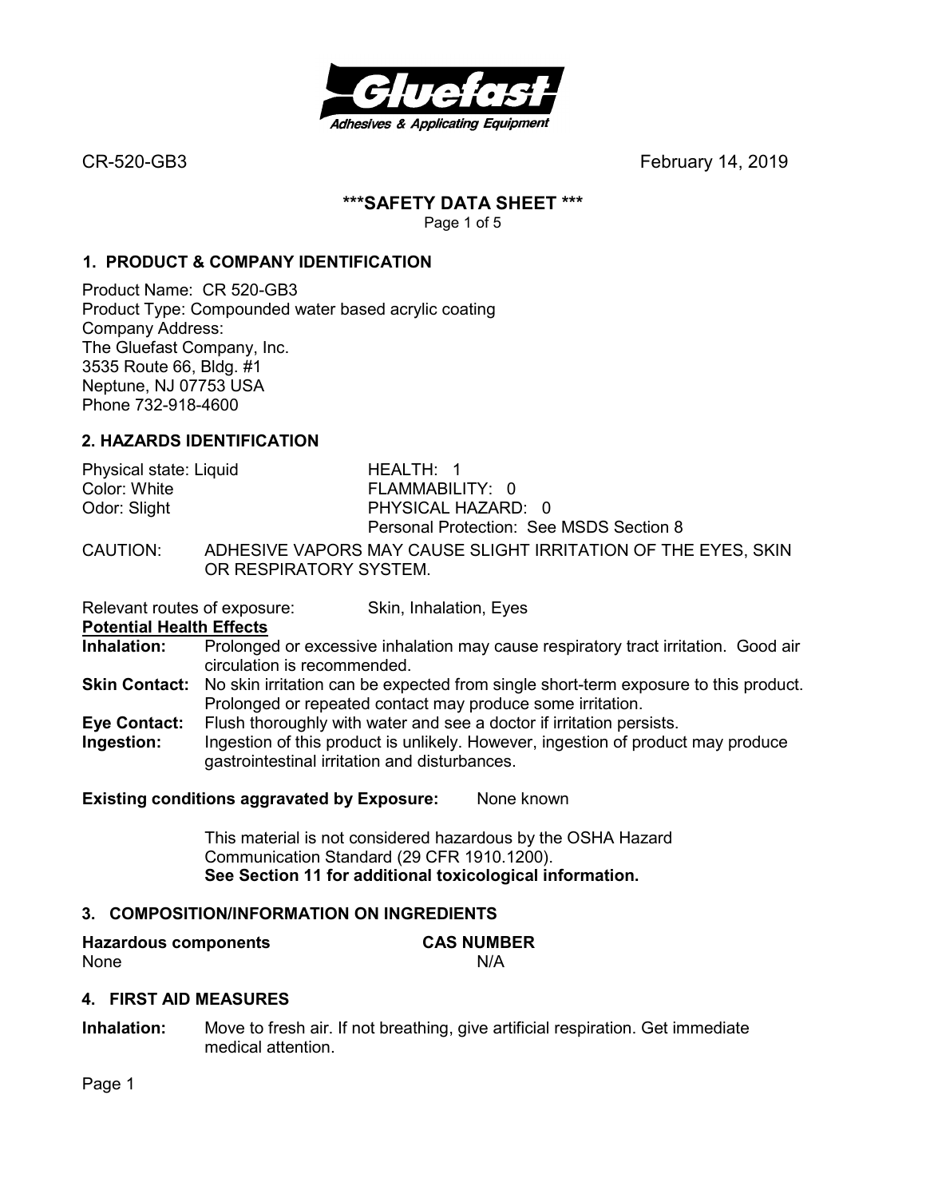CR-520-GB3 February 14, 2019

# ***SAFETY DATA SHEET ***

## 1. PRODUCT & COMPANY IDENTIFICATION

Product Name: CR 520-GB3
Product Type: Compounded water based acrylic coating
Company Address:
The Gluefast Company, Inc.
3535 Route 66, Bldg. #1
Neptune, NJ 07753 USA
Phone 732-918-4600

## 2. HAZARDS IDENTIFICATION

| | |
|---|---|
| Physical state: Liquid | HEALTH: 1 |
| Color: White | FLAMMABILITY: 0 |
| Odor: Slight | PHYSICAL HAZARD: 0 |
| | Personal Protection: See MSDS Section 8 |

CAUTION: ADHESIVE VAPORS MAY CAUSE SLIGHT IRRITATION OF THE EYES, SKIN OR RESPIRATORY SYSTEM.

Relevant routes of exposure: Skin, Inhalation, Eyes

**Potential Health Effects**

**Inhalation:** Prolonged or excessive inhalation may cause respiratory tract irritation. Good air circulation is recommended.

**Skin Contact:** No skin irritation can be expected from single short-term exposure to this product. Prolonged or repeated contact may produce some irritation.

**Eye Contact:** Flush thoroughly with water and see a doctor if irritation persists.

**Ingestion:** Ingestion of this product is unlikely. However, ingestion of product may produce gastrointestinal irritation and disturbances.

**Existing conditions aggravated by Exposure:** None known

This material is not considered hazardous by the OSHA Hazard Communication Standard (29 CFR 1910.1200).
**See Section 11 for additional toxicological information.**

## 3. COMPOSITION/INFORMATION ON INGREDIENTS

| Hazardous components | CAS NUMBER |
|---|---|
| None | N/A |

## 4. FIRST AID MEASURES

**Inhalation:** Move to fresh air. If not breathing, give artificial respiration. Get immediate medical attention.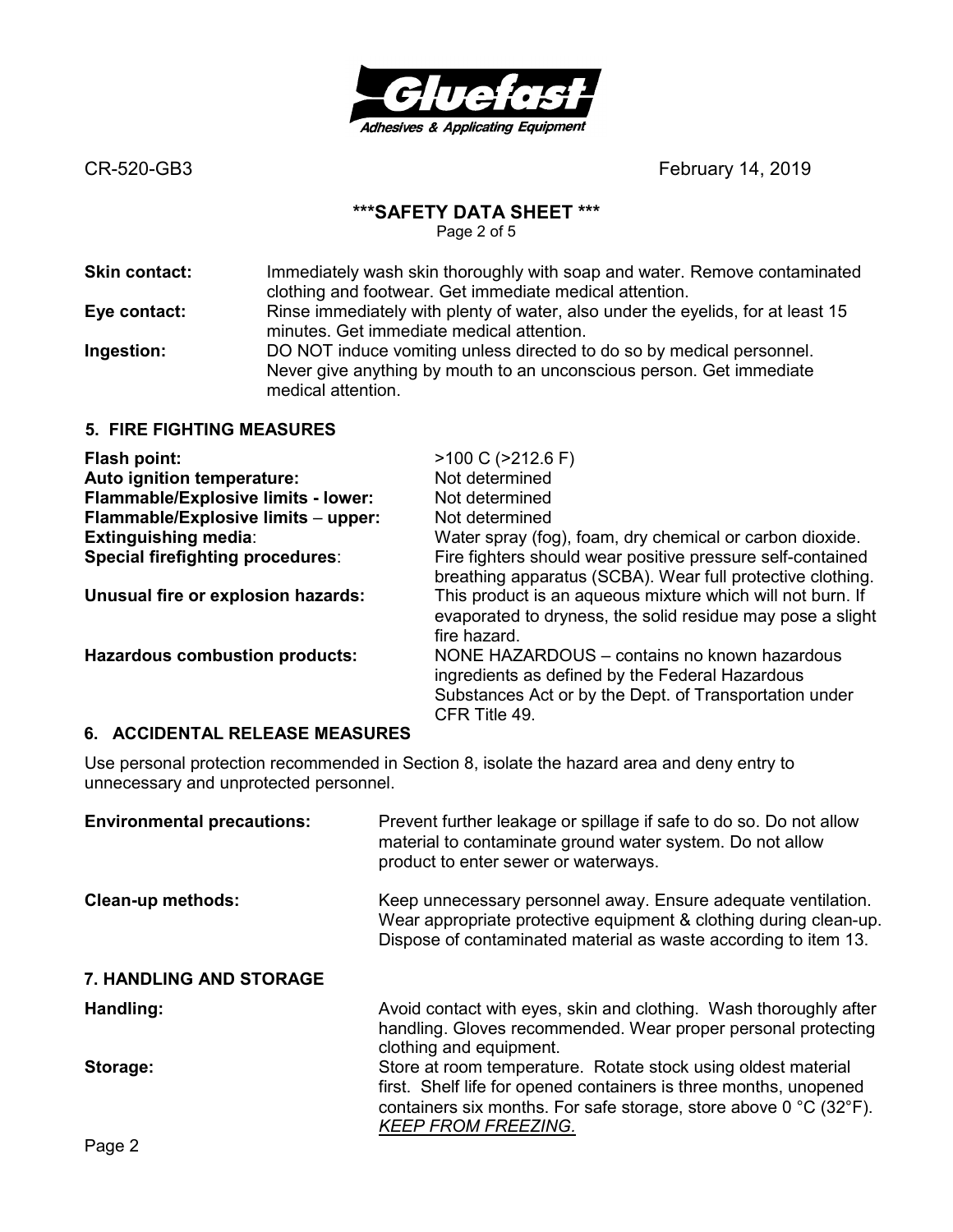**Skin contact:** Immediately wash skin thoroughly with soap and water. Remove contaminated clothing and footwear. Get immediate medical attention.

**Eye contact:** Rinse immediately with plenty of water, also under the eyelids, for at least 15 minutes. Get immediate medical attention.

**Ingestion:** DO NOT induce vomiting unless directed to do so by medical personnel. Never give anything by mouth to an unconscious person. Get immediate medical attention.

## 5. FIRE FIGHTING MEASURES

| | |
|---|---|
| **Flash point:** | >100 C (>212.6 F) |
| **Auto ignition temperature:** | Not determined |
| **Flammable/Explosive limits - lower:** | Not determined |
| **Flammable/Explosive limits – upper:** | Not determined |
| **Extinguishing media**: | Water spray (fog), foam, dry chemical or carbon dioxide. |
| **Special firefighting procedures**: | Fire fighters should wear positive pressure self-contained breathing apparatus (SCBA). Wear full protective clothing. |
| **Unusual fire or explosion hazards:** | This product is an aqueous mixture which will not burn. If evaporated to dryness, the solid residue may pose a slight fire hazard. |
| **Hazardous combustion products:** | NONE HAZARDOUS – contains no known hazardous ingredients as defined by the Federal Hazardous Substances Act or by the Dept. of Transportation under CFR Title 49. |

## 6. ACCIDENTAL RELEASE MEASURES

Use personal protection recommended in Section 8, isolate the hazard area and deny entry to unnecessary and unprotected personnel.

**Environmental precautions:** Prevent further leakage or spillage if safe to do so. Do not allow material to contaminate ground water system. Do not allow product to enter sewer or waterways.

**Clean-up methods:** Keep unnecessary personnel away. Ensure adequate ventilation. Wear appropriate protective equipment & clothing during clean-up. Dispose of contaminated material as waste according to item 13.

## 7. HANDLING AND STORAGE

**Handling:** Avoid contact with eyes, skin and clothing. Wash thoroughly after handling. Gloves recommended. Wear proper personal protecting clothing and equipment.

**Storage:** Store at room temperature. Rotate stock using oldest material first. Shelf life for opened containers is three months, unopened containers six months. For safe storage, store above 0 °C (32°F). *KEEP FROM FREEZING.*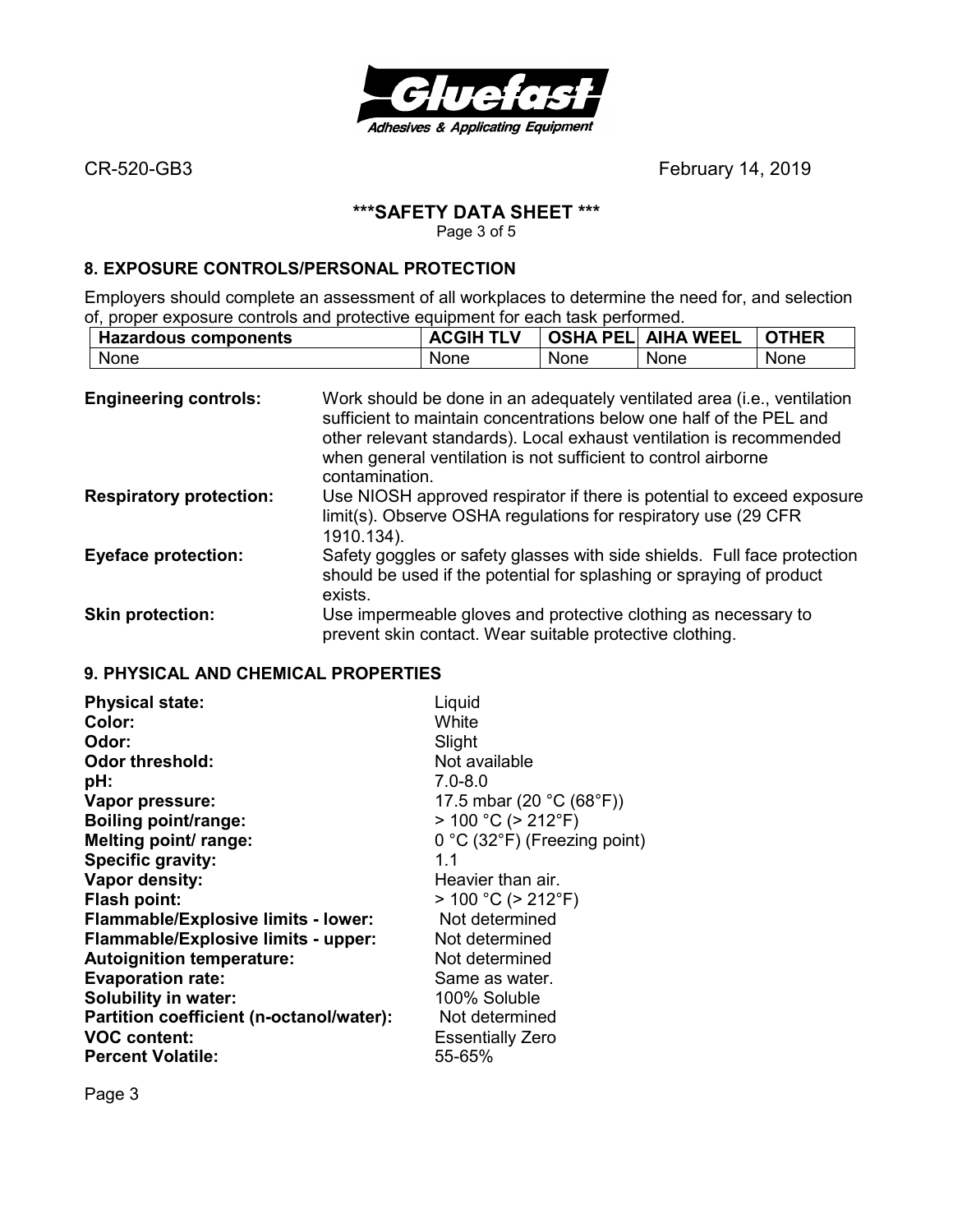CR-520-GB3 February 14, 2019

**\*\*\*SAFETY DATA SHEET \*\*\***

## 8. EXPOSURE CONTROLS/PERSONAL PROTECTION

Employers should complete an assessment of all workplaces to determine the need for, and selection of, proper exposure controls and protective equipment for each task performed.

| Hazardous components | ACGIH TLV | OSHA PEL | AIHA WEEL | OTHER |
|---|---|---|---|---|
| None | None | None | None | None |

**Engineering controls:** Work should be done in an adequately ventilated area (i.e., ventilation sufficient to maintain concentrations below one half of the PEL and other relevant standards). Local exhaust ventilation is recommended when general ventilation is not sufficient to control airborne contamination.

**Respiratory protection:** Use NIOSH approved respirator if there is potential to exceed exposure limit(s). Observe OSHA regulations for respiratory use (29 CFR 1910.134).

**Eyeface protection:** Safety goggles or safety glasses with side shields. Full face protection should be used if the potential for splashing or spraying of product exists.

**Skin protection:** Use impermeable gloves and protective clothing as necessary to prevent skin contact. Wear suitable protective clothing.

## 9. PHYSICAL AND CHEMICAL PROPERTIES

**Physical state:** Liquid
**Color:** White
**Odor:** Slight
**Odor threshold:** Not available
**pH:** 7.0-8.0
**Vapor pressure:** 17.5 mbar (20 °C (68°F))
**Boiling point/range:** > 100 °C (> 212°F)
**Melting point/ range:** 0 °C (32°F) (Freezing point)
**Specific gravity:** 1.1
**Vapor density:** Heavier than air.
**Flash point:** > 100 °C (> 212°F)
**Flammable/Explosive limits - lower:** Not determined
**Flammable/Explosive limits - upper:** Not determined
**Autoignition temperature:** Not determined
**Evaporation rate:** Same as water.
**Solubility in water:** 100% Soluble
**Partition coefficient (n-octanol/water):** Not determined
**VOC content:** Essentially Zero
**Percent Volatile:** 55-65%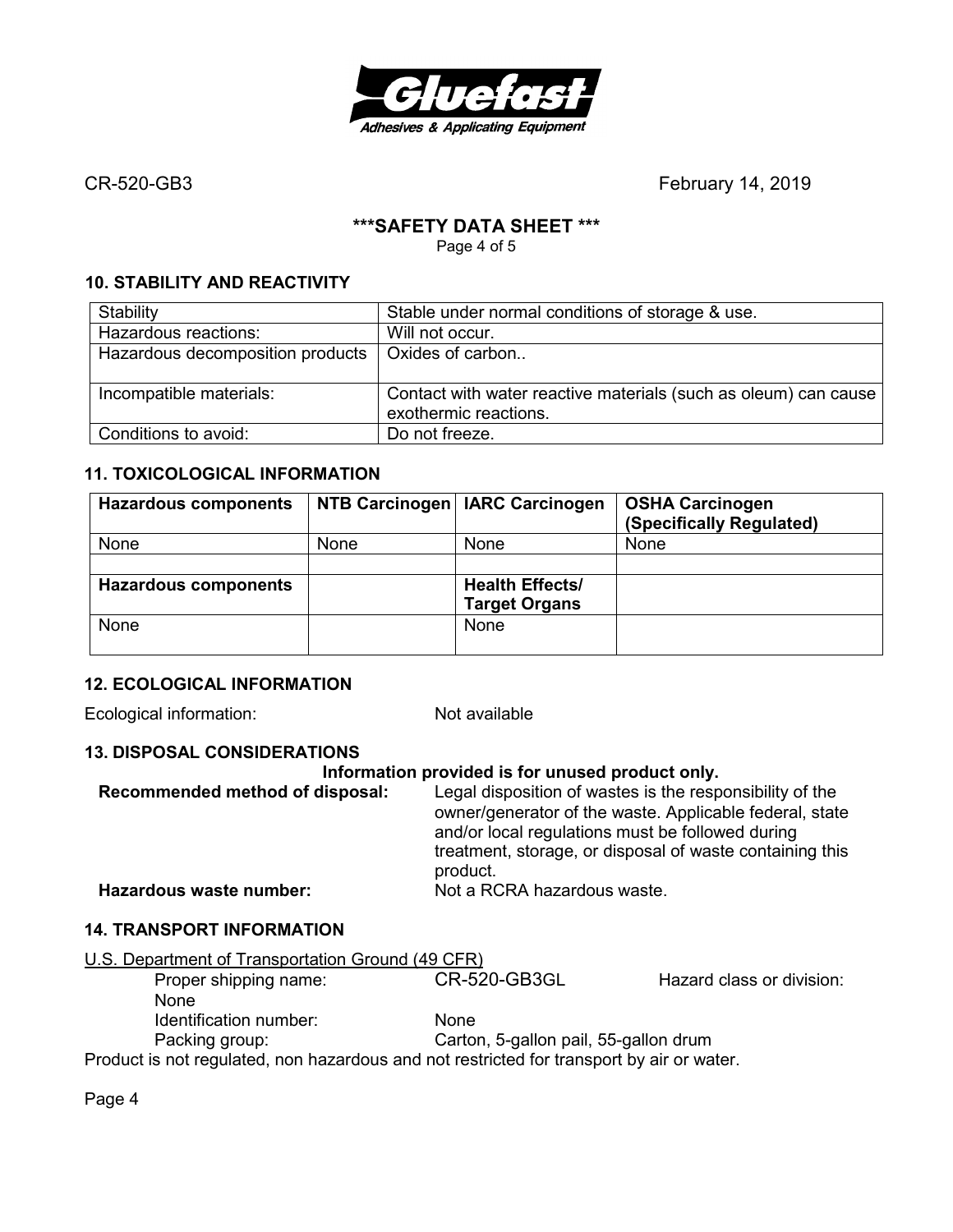CR-520-GB3 February 14, 2019

**\*\*\*SAFETY DATA SHEET \*\*\***

## 10. STABILITY AND REACTIVITY

| Stability | Stable under normal conditions of storage & use. |
|---|---|
| Hazardous reactions: | Will not occur. |
| Hazardous decomposition products | Oxides of carbon.. |
| Incompatible materials: | Contact with water reactive materials (such as oleum) can cause exothermic reactions. |
| Conditions to avoid: | Do not freeze. |

## 11. TOXICOLOGICAL INFORMATION

| **Hazardous components** | **NTB Carcinogen** | **IARC Carcinogen** | **OSHA Carcinogen (Specifically Regulated)** |
|---|---|---|---|
| None | None | None | None |
| | | | |
| **Hazardous components** | | **Health Effects/ Target Organs** | |
| None | | None | |

## 12. ECOLOGICAL INFORMATION

Ecological information: Not available

## 13. DISPOSAL CONSIDERATIONS

**Information provided is for unused product only.**

**Recommended method of disposal:** Legal disposition of wastes is the responsibility of the owner/generator of the waste. Applicable federal, state and/or local regulations must be followed during treatment, storage, or disposal of waste containing this product.

**Hazardous waste number:** Not a RCRA hazardous waste.

## 14. TRANSPORT INFORMATION

U.S. Department of Transportation Ground (49 CFR)

Proper shipping name: CR-520-GB3GL Hazard class or division: None

Identification number: None

Packing group: Carton, 5-gallon pail, 55-gallon drum

Product is not regulated, non hazardous and not restricted for transport by air or water.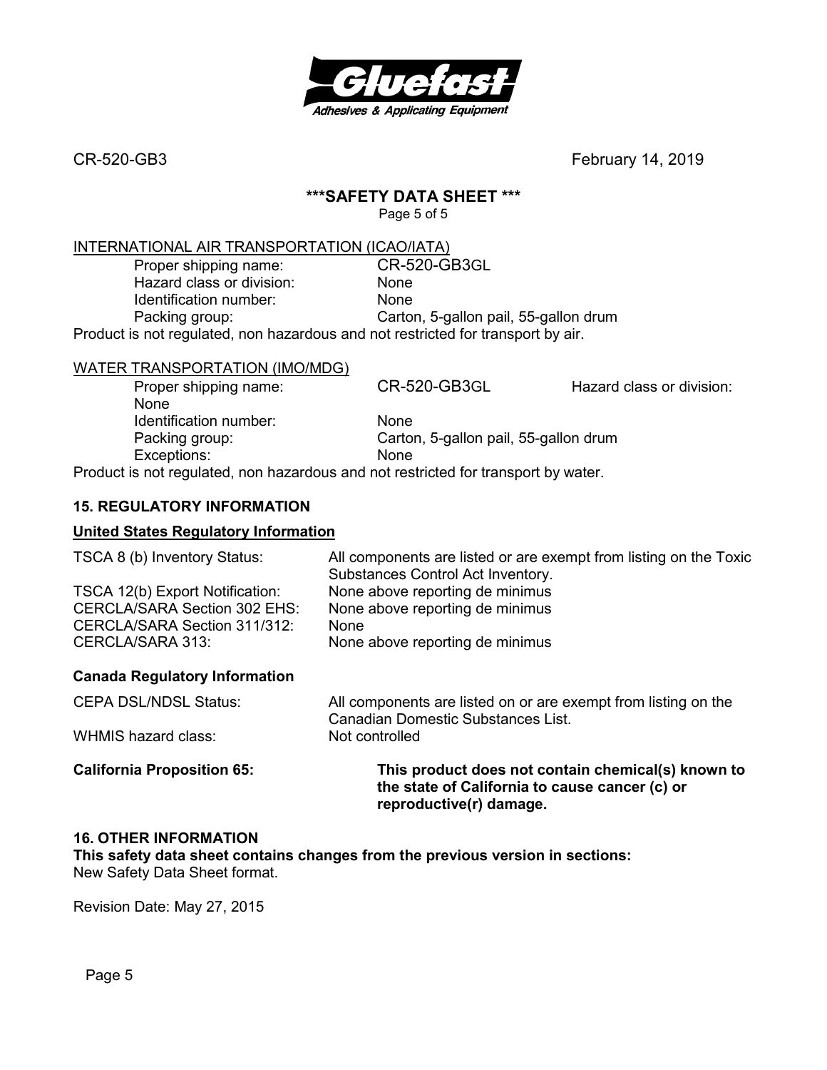CR-520-GB3 February 14, 2019

**\*\*\*SAFETY DATA SHEET \*\*\***

INTERNATIONAL AIR TRANSPORTATION (ICAO/IATA)

| | |
|---|---|
| Proper shipping name: | CR-520-GB3GL |
| Hazard class or division: | None |
| Identification number: | None |
| Packing group: | Carton, 5-gallon pail, 55-gallon drum |

Product is not regulated, non hazardous and not restricted for transport by air.

WATER TRANSPORTATION (IMO/MDG)

| | | |
|---|---|---|
| Proper shipping name: | CR-520-GB3GL | Hazard class or division: |
| None | | |
| Identification number: | None | |
| Packing group: | Carton, 5-gallon pail, 55-gallon drum | |
| Exceptions: | None | |

Product is not regulated, non hazardous and not restricted for transport by water.

## 15. REGULATORY INFORMATION

### United States Regulatory Information

| | |
|---|---|
| TSCA 8 (b) Inventory Status: | All components are listed or are exempt from listing on the Toxic Substances Control Act Inventory. |
| TSCA 12(b) Export Notification: | None above reporting de minimus |
| CERCLA/SARA Section 302 EHS: | None above reporting de minimus |
| CERCLA/SARA Section 311/312: | None |
| CERCLA/SARA 313: | None above reporting de minimus |

### Canada Regulatory Information

| | |
|---|---|
| CEPA DSL/NDSL Status: | All components are listed on or are exempt from listing on the Canadian Domestic Substances List. |
| WHMIS hazard class: | Not controlled |

**California Proposition 65:** **This product does not contain chemical(s) known to the state of California to cause cancer (c) or reproductive(r) damage.**

## 16. OTHER INFORMATION

**This safety data sheet contains changes from the previous version in sections:**
New Safety Data Sheet format.

Revision Date: May 27, 2015